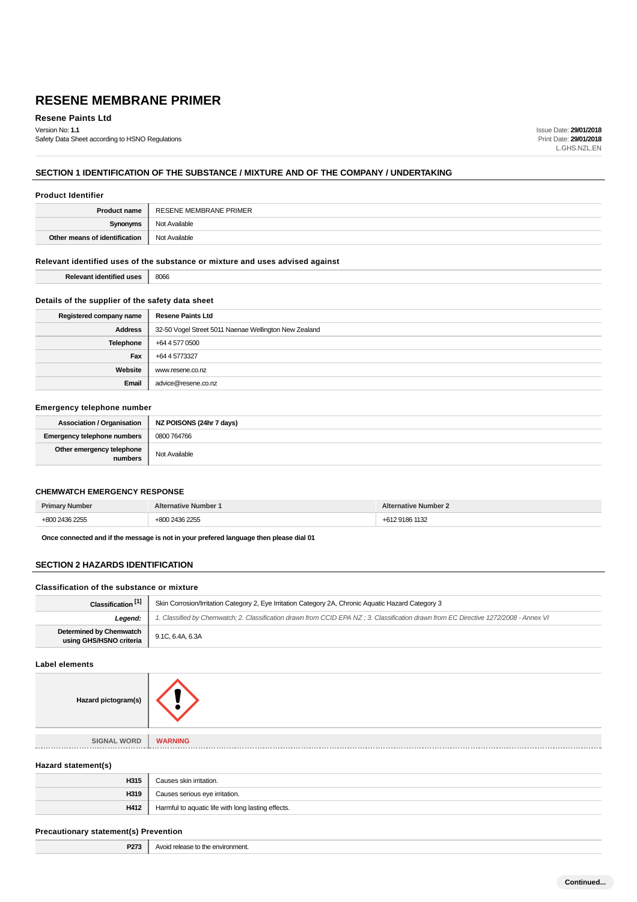# RESENE MEMBRANE PRIMER

**Resene Paints Ltd**

Version No: **1.1**
Safety Data Sheet according to HSNO Regulations

Issue Date: **29/01/2018**
Print Date: **29/01/2018**
L.GHS.NZL.EN

## SECTION 1 IDENTIFICATION OF THE SUBSTANCE / MIXTURE AND OF THE COMPANY / UNDERTAKING

### Product Identifier

| | |
|---|---|
| **Product name** | RESENE MEMBRANE PRIMER |
| **Synonyms** | Not Available |
| **Other means of identification** | Not Available |

### Relevant identified uses of the substance or mixture and uses advised against

| | |
|---|---|
| **Relevant identified uses** | 8066 |

### Details of the supplier of the safety data sheet

| | |
|---|---|
| **Registered company name** | **Resene Paints Ltd** |
| **Address** | 32-50 Vogel Street 5011 Naenae Wellington New Zealand |
| **Telephone** | +64 4 577 0500 |
| **Fax** | +64 4 5773327 |
| **Website** | www.resene.co.nz |
| **Email** | advice@resene.co.nz |

### Emergency telephone number

| | |
|---|---|
| **Association / Organisation** | **NZ POISONS (24hr 7 days)** |
| **Emergency telephone numbers** | 0800 764766 |
| **Other emergency telephone numbers** | Not Available |

### CHEMWATCH EMERGENCY RESPONSE

| Primary Number | Alternative Number 1 | Alternative Number 2 |
|---|---|---|
| +800 2436 2255 | +800 2436 2255 | +612 9186 1132 |

**Once connected and if the message is not in your prefered language then please dial 01**

## SECTION 2 HAZARDS IDENTIFICATION

### Classification of the substance or mixture

| | |
|---|---|
| **Classification [1]** | Skin Corrosion/Irritation Category 2, Eye Irritation Category 2A, Chronic Aquatic Hazard Category 3 |
| ***Legend:*** | *1. Classified by Chemwatch; 2. Classification drawn from CCID EPA NZ ; 3. Classification drawn from EC Directive 1272/2008 - Annex VI* |
| **Determined by Chemwatch using GHS/HSNO criteria** | 9.1C, 6.4A, 6.3A |

### Label elements

| | |
|---|---|
| **Hazard pictogram(s)** | |
| **SIGNAL WORD** | **WARNING** |

### Hazard statement(s)

| | |
|---|---|
| **H315** | Causes skin irritation. |
| **H319** | Causes serious eye irritation. |
| **H412** | Harmful to aquatic life with long lasting effects. |

### Precautionary statement(s) Prevention

| | |
|---|---|
| **P273** | Avoid release to the environment. |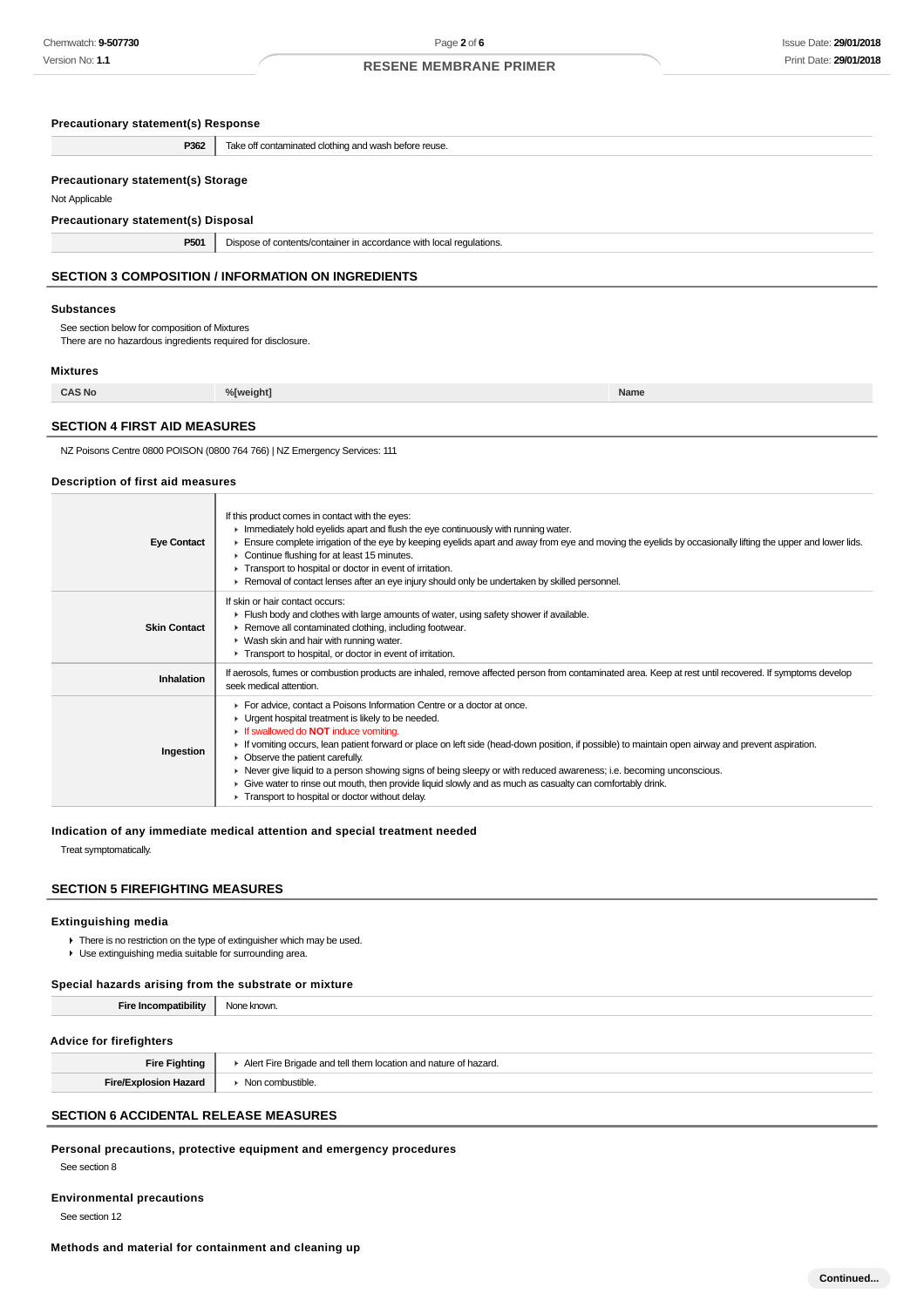### Precautionary statement(s) Response

| P362 | Take off contaminated clothing and wash before reuse. |
|---|---|

### Precautionary statement(s) Storage

Not Applicable

### Precautionary statement(s) Disposal

| P501 | Dispose of contents/container in accordance with local regulations. |
|---|---|

## SECTION 3 COMPOSITION / INFORMATION ON INGREDIENTS

### Substances

See section below for composition of Mixtures
There are no hazardous ingredients required for disclosure.

### Mixtures

| CAS No | %[weight] | Name |
|---|---|---|

## SECTION 4 FIRST AID MEASURES

NZ Poisons Centre 0800 POISON (0800 764 766) | NZ Emergency Services: 111

### Description of first aid measures

| | |
|---|---|
| **Eye Contact** | If this product comes in contact with the eyes:<br>▸ Immediately hold eyelids apart and flush the eye continuously with running water.<br>▸ Ensure complete irrigation of the eye by keeping eyelids apart and away from eye and moving the eyelids by occasionally lifting the upper and lower lids.<br>▸ Continue flushing for at least 15 minutes.<br>▸ Transport to hospital or doctor in event of irritation.<br>▸ Removal of contact lenses after an eye injury should only be undertaken by skilled personnel. |
| **Skin Contact** | If skin or hair contact occurs:<br>▸ Flush body and clothes with large amounts of water, using safety shower if available.<br>▸ Remove all contaminated clothing, including footwear.<br>▸ Wash skin and hair with running water.<br>▸ Transport to hospital, or doctor in event of irritation. |
| **Inhalation** | If aerosols, fumes or combustion products are inhaled, remove affected person from contaminated area. Keep at rest until recovered. If symptoms develop seek medical attention. |
| **Ingestion** | ▸ For advice, contact a Poisons Information Centre or a doctor at once.<br>▸ Urgent hospital treatment is likely to be needed.<br>▸ If swallowed do **NOT** induce vomiting.<br>▸ If vomiting occurs, lean patient forward or place on left side (head-down position, if possible) to maintain open airway and prevent aspiration.<br>▸ Observe the patient carefully.<br>▸ Never give liquid to a person showing signs of being sleepy or with reduced awareness; i.e. becoming unconscious.<br>▸ Give water to rinse out mouth, then provide liquid slowly and as much as casualty can comfortably drink.<br>▸ Transport to hospital or doctor without delay. |

### Indication of any immediate medical attention and special treatment needed

Treat symptomatically.

## SECTION 5 FIREFIGHTING MEASURES

### Extinguishing media

- There is no restriction on the type of extinguisher which may be used.
- Use extinguishing media suitable for surrounding area.

### Special hazards arising from the substrate or mixture

| Fire Incompatibility | None known. |
|---|---|

### Advice for firefighters

| | |
|---|---|
| **Fire Fighting** | ▸ Alert Fire Brigade and tell them location and nature of hazard. |
| **Fire/Explosion Hazard** | ▸ Non combustible. |

## SECTION 6 ACCIDENTAL RELEASE MEASURES

### Personal precautions, protective equipment and emergency procedures

See section 8

### Environmental precautions

See section 12

### Methods and material for containment and cleaning up

Continued...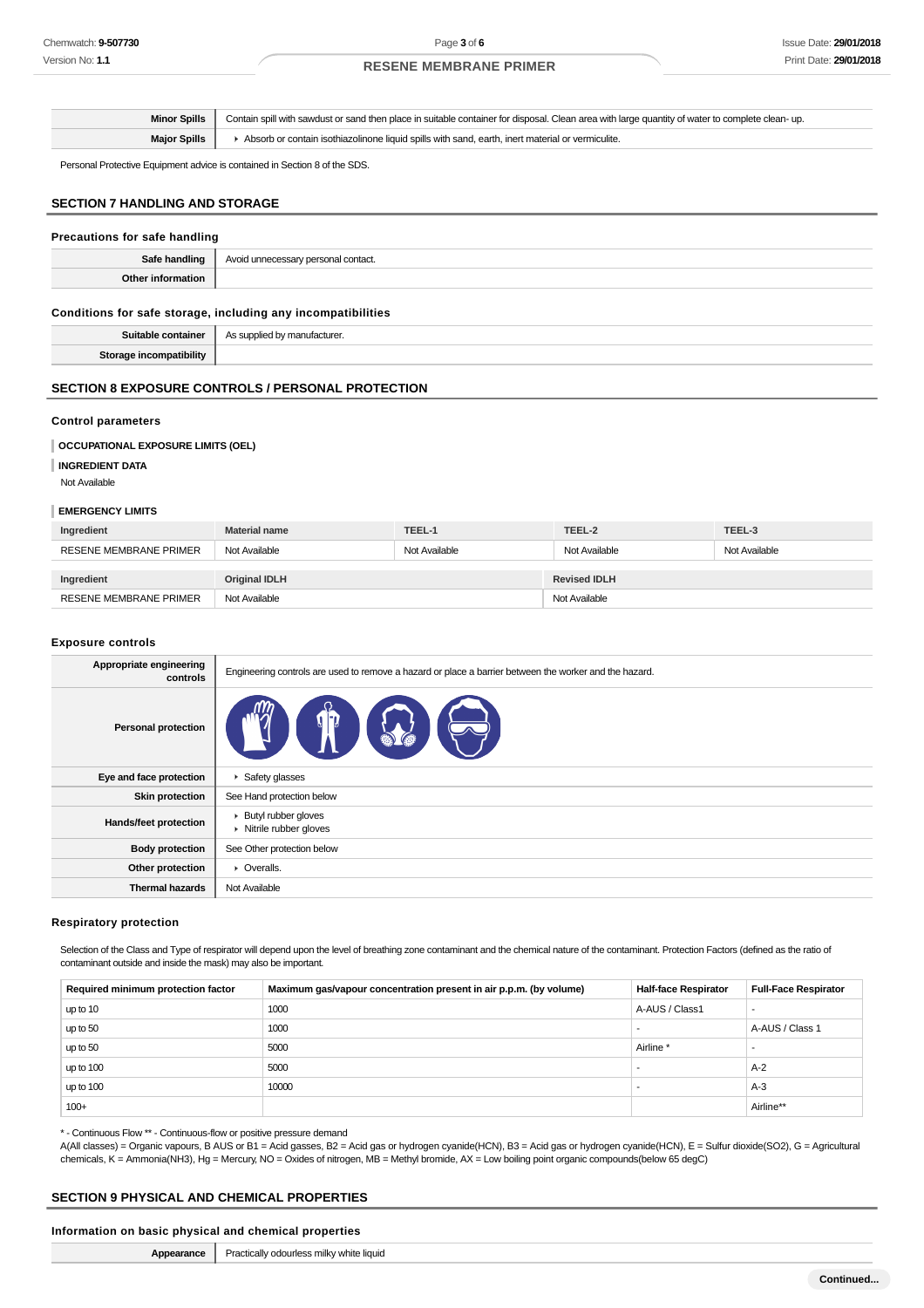| | |
|---|---|
| **Minor Spills** | Contain spill with sawdust or sand then place in suitable container for disposal. Clean area with large quantity of water to complete clean- up. |
| **Major Spills** | ▸ Absorb or contain isothiazolinone liquid spills with sand, earth, inert material or vermiculite. |

Personal Protective Equipment advice is contained in Section 8 of the SDS.

## SECTION 7 HANDLING AND STORAGE

### Precautions for safe handling

| | |
|---|---|
| **Safe handling** | Avoid unnecessary personal contact. |
| **Other information** | |

### Conditions for safe storage, including any incompatibilities

| | |
|---|---|
| **Suitable container** | As supplied by manufacturer. |
| **Storage incompatibility** | |

## SECTION 8 EXPOSURE CONTROLS / PERSONAL PROTECTION

### Control parameters

**OCCUPATIONAL EXPOSURE LIMITS (OEL)**

**INGREDIENT DATA**

Not Available

**EMERGENCY LIMITS**

| Ingredient | Material name | TEEL-1 | TEEL-2 | TEEL-3 |
|---|---|---|---|---|
| RESENE MEMBRANE PRIMER | Not Available | Not Available | Not Available | Not Available |

| Ingredient | Original IDLH | Revised IDLH |
|---|---|---|
| RESENE MEMBRANE PRIMER | Not Available | Not Available |

### Exposure controls

| | |
|---|---|
| **Appropriate engineering controls** | Engineering controls are used to remove a hazard or place a barrier between the worker and the hazard. |
| **Personal protection** | |
| **Eye and face protection** | ▸ Safety glasses |
| **Skin protection** | See Hand protection below |
| **Hands/feet protection** | ▸ Butyl rubber gloves<br>▸ Nitrile rubber gloves |
| **Body protection** | See Other protection below |
| **Other protection** | ▸ Overalls. |
| **Thermal hazards** | Not Available |

### Respiratory protection

Selection of the Class and Type of respirator will depend upon the level of breathing zone contaminant and the chemical nature of the contaminant. Protection Factors (defined as the ratio of contaminant outside and inside the mask) may also be important.

| Required minimum protection factor | Maximum gas/vapour concentration present in air p.p.m. (by volume) | Half-face Respirator | Full-Face Respirator |
|---|---|---|---|
| up to 10 | 1000 | A-AUS / Class1 | - |
| up to 50 | 1000 | - | A-AUS / Class 1 |
| up to 50 | 5000 | Airline * | - |
| up to 100 | 5000 | - | A-2 |
| up to 100 | 10000 | - | A-3 |
| 100+ | | | Airline** |

* - Continuous Flow ** - Continuous-flow or positive pressure demand
A(All classes) = Organic vapours, B AUS or B1 = Acid gasses, B2 = Acid gas or hydrogen cyanide(HCN), B3 = Acid gas or hydrogen cyanide(HCN), E = Sulfur dioxide($SO_2$), G = Agricultural chemicals, K = Ammonia($NH_3$), Hg = Mercury, NO = Oxides of nitrogen, MB = Methyl bromide, AX = Low boiling point organic compounds(below 65 degC)

## SECTION 9 PHYSICAL AND CHEMICAL PROPERTIES

### Information on basic physical and chemical properties

| | |
|---|---|
| **Appearance** | Practically odourless milky white liquid |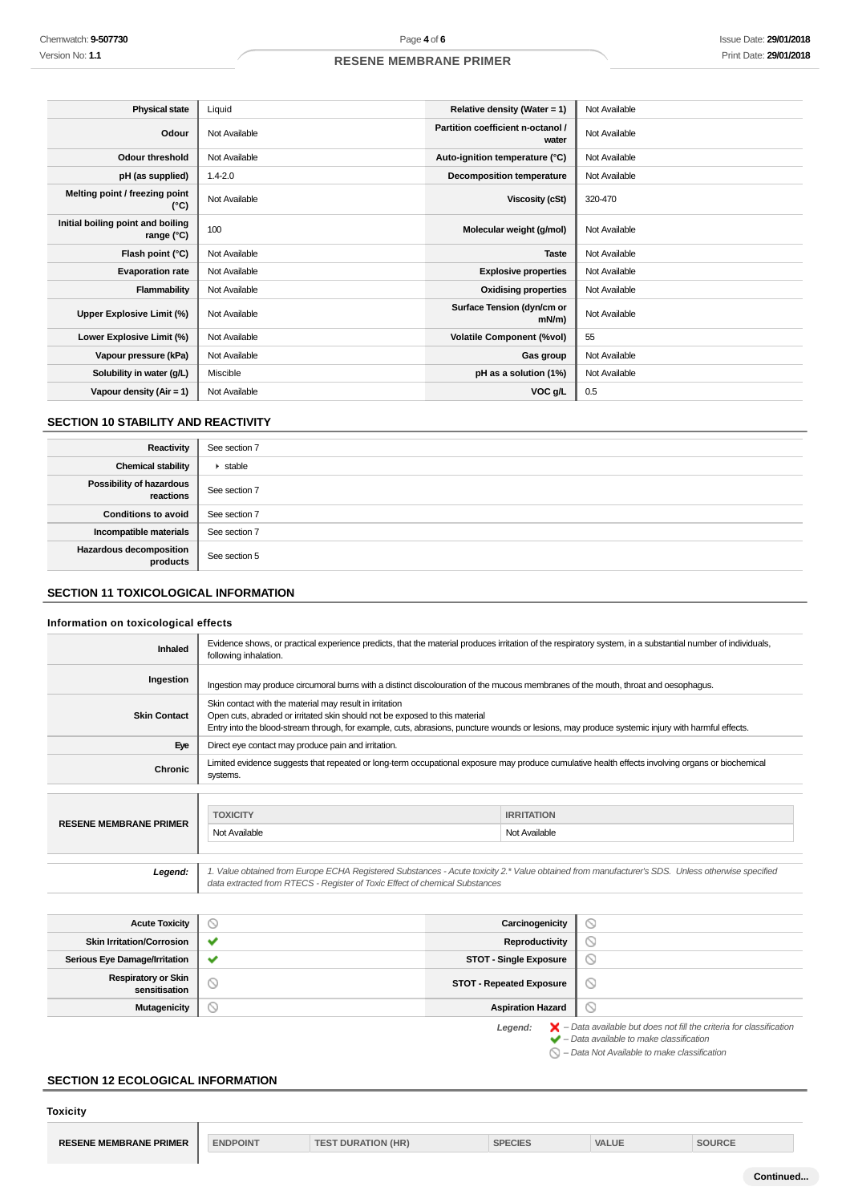| | | | |
|---|---|---|---|
| **Physical state** | Liquid | **Relative density (Water = 1)** | Not Available |
| **Odour** | Not Available | **Partition coefficient n-octanol / water** | Not Available |
| **Odour threshold** | Not Available | **Auto-ignition temperature (°C)** | Not Available |
| **pH (as supplied)** | 1.4-2.0 | **Decomposition temperature** | Not Available |
| **Melting point / freezing point (°C)** | Not Available | **Viscosity (cSt)** | 320-470 |
| **Initial boiling point and boiling range (°C)** | 100 | **Molecular weight (g/mol)** | Not Available |
| **Flash point (°C)** | Not Available | **Taste** | Not Available |
| **Evaporation rate** | Not Available | **Explosive properties** | Not Available |
| **Flammability** | Not Available | **Oxidising properties** | Not Available |
| **Upper Explosive Limit (%)** | Not Available | **Surface Tension (dyn/cm or mN/m)** | Not Available |
| **Lower Explosive Limit (%)** | Not Available | **Volatile Component (%vol)** | 55 |
| **Vapour pressure (kPa)** | Not Available | **Gas group** | Not Available |
| **Solubility in water (g/L)** | Miscible | **pH as a solution (1%)** | Not Available |
| **Vapour density (Air = 1)** | Not Available | **VOC g/L** | 0.5 |

## SECTION 10 STABILITY AND REACTIVITY

| | |
|---|---|
| **Reactivity** | See section 7 |
| **Chemical stability** | ▸ stable |
| **Possibility of hazardous reactions** | See section 7 |
| **Conditions to avoid** | See section 7 |
| **Incompatible materials** | See section 7 |
| **Hazardous decomposition products** | See section 5 |

## SECTION 11 TOXICOLOGICAL INFORMATION

### Information on toxicological effects

| | |
|---|---|
| **Inhaled** | Evidence shows, or practical experience predicts, that the material produces irritation of the respiratory system, in a substantial number of individuals, following inhalation. |
| **Ingestion** | Ingestion may produce circumoral burns with a distinct discolouration of the mucous membranes of the mouth, throat and oesophagus. |
| **Skin Contact** | Skin contact with the material may result in irritation<br>Open cuts, abraded or irritated skin should not be exposed to this material<br>Entry into the blood-stream through, for example, cuts, abrasions, puncture wounds or lesions, may produce systemic injury with harmful effects. |
| **Eye** | Direct eye contact may produce pain and irritation. |
| **Chronic** | Limited evidence suggests that repeated or long-term occupational exposure may produce cumulative health effects involving organs or biochemical systems. |

| | TOXICITY | IRRITATION |
|---|---|---|
| **RESENE MEMBRANE PRIMER** | Not Available | Not Available |

***Legend:*** *1. Value obtained from Europe ECHA Registered Substances - Acute toxicity 2.\* Value obtained from manufacturer's SDS. Unless otherwise specified data extracted from RTECS - Register of Toxic Effect of chemical Substances*

| | | | |
|---|---|---|---|
| **Acute Toxicity** | ⃠ | **Carcinogenicity** | ⃠ |
| **Skin Irritation/Corrosion** | ✔ | **Reproductivity** | ⃠ |
| **Serious Eye Damage/Irritation** | ✔ | **STOT - Single Exposure** | ⃠ |
| **Respiratory or Skin sensitisation** | ⃠ | **STOT - Repeated Exposure** | ⃠ |
| **Mutagenicity** | ⃠ | **Aspiration Hazard** | ⃠ |

***Legend:***
- ✖ *– Data available but does not fill the criteria for classification*
- ✔ *– Data available to make classification*
- ⃠ *– Data Not Available to make classification*

## SECTION 12 ECOLOGICAL INFORMATION

### Toxicity

| | ENDPOINT | TEST DURATION (HR) | SPECIES | VALUE | SOURCE |
|---|---|---|---|---|---|
| **RESENE MEMBRANE PRIMER** | | | | | |

Continued...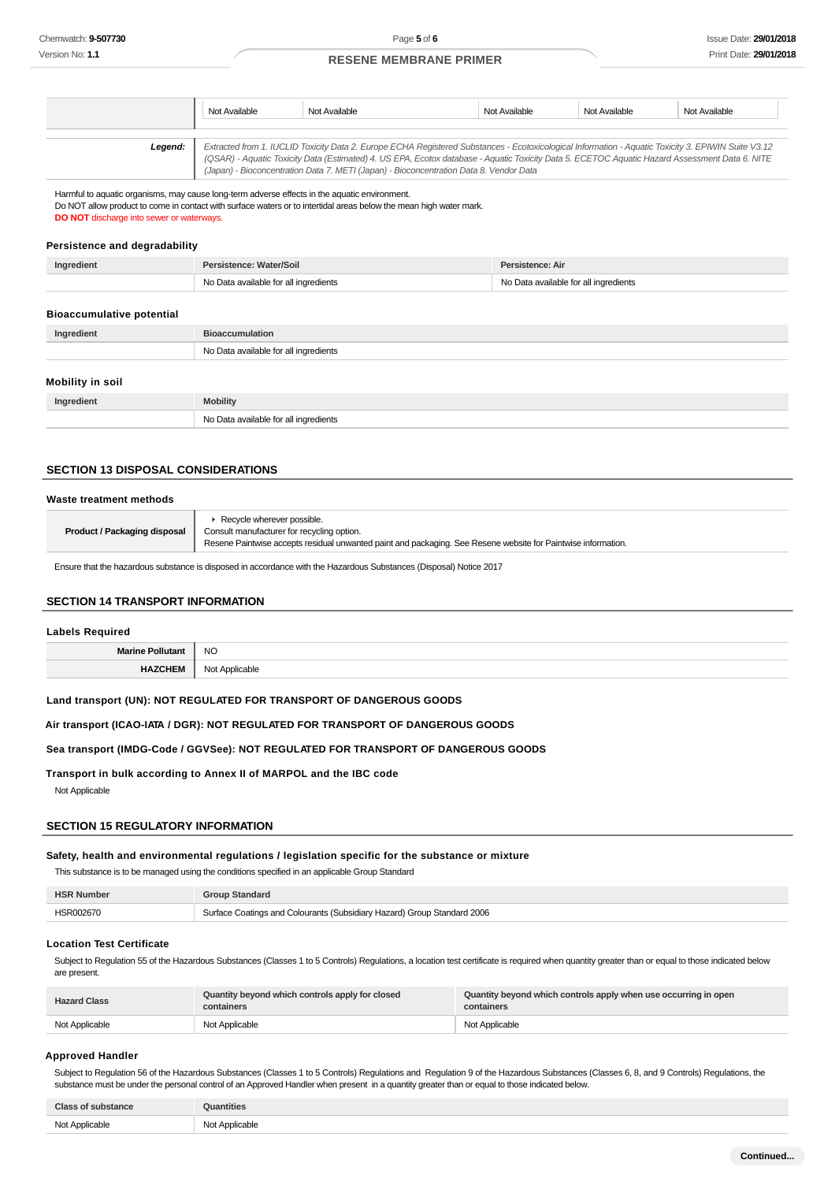| | Not Available | Not Available | Not Available | Not Available | Not Available |
|---|---|---|---|---|---|

| **Legend:** | *Extracted from 1. IUCLID Toxicity Data 2. Europe ECHA Registered Substances - Ecotoxicological Information - Aquatic Toxicity 3. EPIWIN Suite V3.12 (QSAR) - Aquatic Toxicity Data (Estimated) 4. US EPA, Ecotox database - Aquatic Toxicity Data 5. ECETOC Aquatic Hazard Assessment Data 6. NITE (Japan) - Bioconcentration Data 7. METI (Japan) - Bioconcentration Data 8. Vendor Data* |
|---|---|

Harmful to aquatic organisms, may cause long-term adverse effects in the aquatic environment.
Do NOT allow product to come in contact with surface waters or to intertidal areas below the mean high water mark.
**DO NOT** discharge into sewer or waterways.

### Persistence and degradability

| Ingredient | Persistence: Water/Soil | Persistence: Air |
|---|---|---|
| | No Data available for all ingredients | No Data available for all ingredients |

### Bioaccumulative potential

| Ingredient | Bioaccumulation |
|---|---|
| | No Data available for all ingredients |

### Mobility in soil

| Ingredient | Mobility |
|---|---|
| | No Data available for all ingredients |

## SECTION 13 DISPOSAL CONSIDERATIONS

### Waste treatment methods

| | |
|---|---|
| **Product / Packaging disposal** | ▸ Recycle wherever possible.<br>Consult manufacturer for recycling option.<br>Resene Paintwise accepts residual unwanted paint and packaging. See Resene website for Paintwise information. |

Ensure that the hazardous substance is disposed in accordance with the Hazardous Substances (Disposal) Notice 2017

## SECTION 14 TRANSPORT INFORMATION

### Labels Required

| | |
|---|---|
| **Marine Pollutant** | NO |
| **HAZCHEM** | Not Applicable |

**Land transport (UN): NOT REGULATED FOR TRANSPORT OF DANGEROUS GOODS**

**Air transport (ICAO-IATA / DGR): NOT REGULATED FOR TRANSPORT OF DANGEROUS GOODS**

**Sea transport (IMDG-Code / GGVSee): NOT REGULATED FOR TRANSPORT OF DANGEROUS GOODS**

**Transport in bulk according to Annex II of MARPOL and the IBC code**

Not Applicable

## SECTION 15 REGULATORY INFORMATION

### Safety, health and environmental regulations / legislation specific for the substance or mixture

This substance is to be managed using the conditions specified in an applicable Group Standard

| HSR Number | Group Standard |
|---|---|
| HSR002670 | Surface Coatings and Colourants (Subsidiary Hazard) Group Standard 2006 |

### Location Test Certificate

Subject to Regulation 55 of the Hazardous Substances (Classes 1 to 5 Controls) Regulations, a location test certificate is required when quantity greater than or equal to those indicated below are present.

| Hazard Class | Quantity beyond which controls apply for closed containers | Quantity beyond which controls apply when use occurring in open containers |
|---|---|---|
| Not Applicable | Not Applicable | Not Applicable |

### Approved Handler

Subject to Regulation 56 of the Hazardous Substances (Classes 1 to 5 Controls) Regulations and Regulation 9 of the Hazardous Substances (Classes 6, 8, and 9 Controls) Regulations, the substance must be under the personal control of an Approved Handler when present in a quantity greater than or equal to those indicated below.

| Class of substance | Quantities |
|---|---|
| Not Applicable | Not Applicable |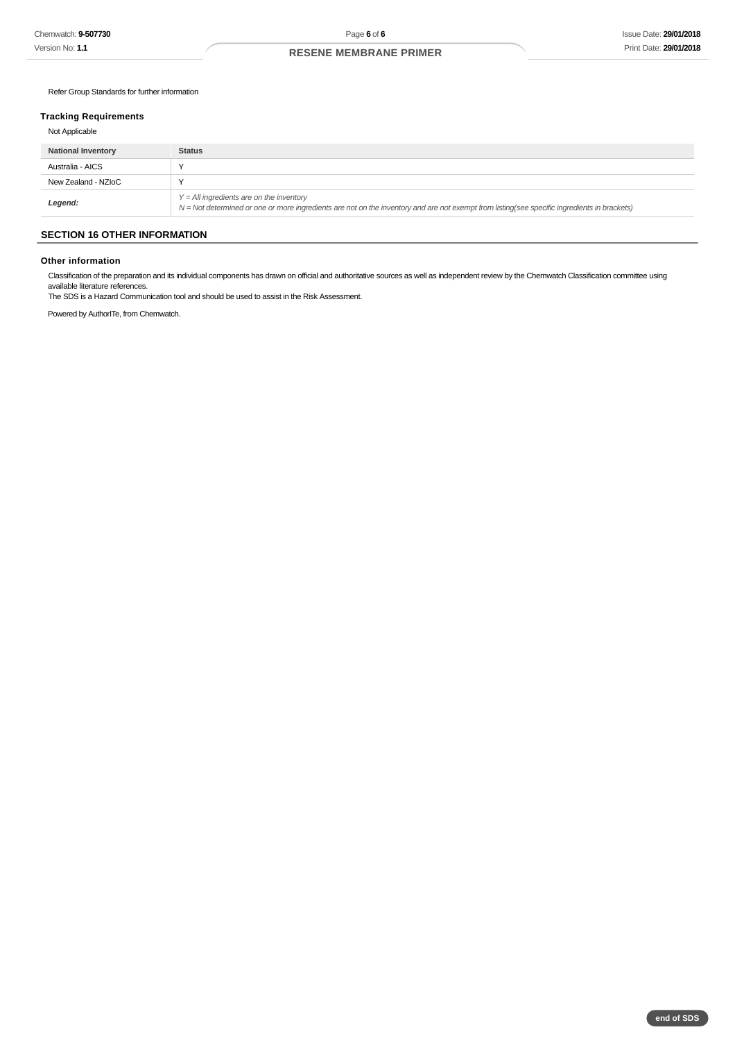Refer Group Standards for further information

### Tracking Requirements

Not Applicable

| National Inventory | Status |
|---|---|
| Australia - AICS | Y |
| New Zealand - NZIoC | Y |
| ***Legend:*** | *Y = All ingredients are on the inventory*<br>*N = Not determined or one or more ingredients are not on the inventory and are not exempt from listing(see specific ingredients in brackets)* |

## SECTION 16 OTHER INFORMATION

### Other information

Classification of the preparation and its individual components has drawn on official and authoritative sources as well as independent review by the Chemwatch Classification committee using available literature references.
The SDS is a Hazard Communication tool and should be used to assist in the Risk Assessment.

Powered by AuthorITe, from Chemwatch.

**end of SDS**